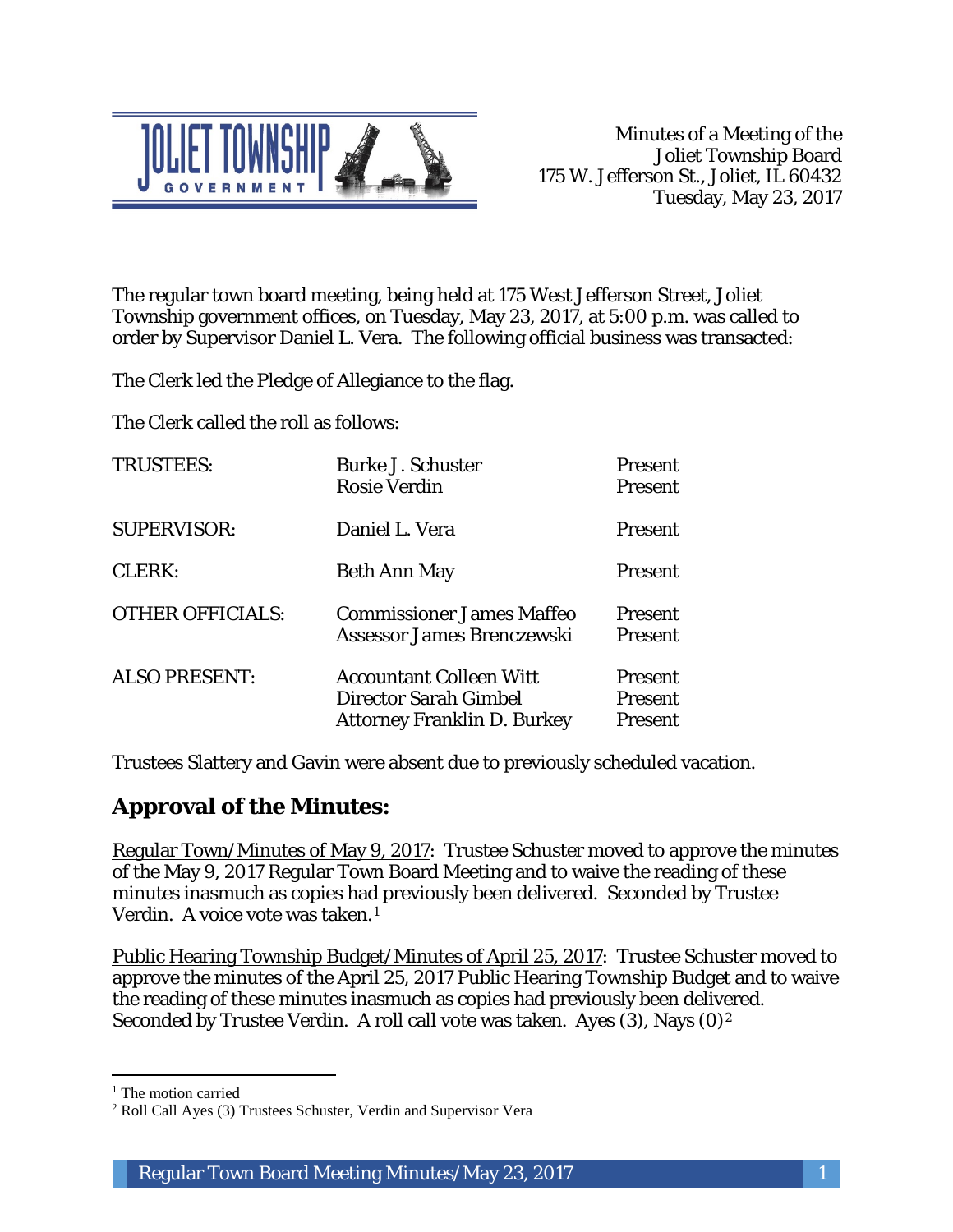Minutes of a Meeting of the
Joliet Township Board
175 W. Jefferson St., Joliet, IL 60432
Tuesday, May 23, 2017

The regular town board meeting, being held at 175 West Jefferson Street, Joliet Township government offices, on Tuesday, May 23, 2017, at 5:00 p.m. was called to order by Supervisor Daniel L. Vera. The following official business was transacted:

The Clerk led the Pledge of Allegiance to the flag.

The Clerk called the roll as follows:

| | | |
|---|---|---|
| TRUSTEES: | Burke J. Schuster | Present |
| | Rosie Verdin | Present |
| SUPERVISOR: | Daniel L. Vera | Present |
| CLERK: | Beth Ann May | Present |
| OTHER OFFICIALS: | Commissioner James Maffeo | Present |
| | Assessor James Brenczewski | Present |
| ALSO PRESENT: | Accountant Colleen Witt | Present |
| | Director Sarah Gimbel | Present |
| | Attorney Franklin D. Burkey | Present |

Trustees Slattery and Gavin were absent due to previously scheduled vacation.

## Approval of the Minutes:

Regular Town/Minutes of May 9, 2017: Trustee Schuster moved to approve the minutes of the May 9, 2017 Regular Town Board Meeting and to waive the reading of these minutes inasmuch as copies had previously been delivered. Seconded by Trustee Verdin. A voice vote was taken.[1]

Public Hearing Township Budget/Minutes of April 25, 2017: Trustee Schuster moved to approve the minutes of the April 25, 2017 Public Hearing Township Budget and to waive the reading of these minutes inasmuch as copies had previously been delivered. Seconded by Trustee Verdin. A roll call vote was taken. Ayes (3), Nays (0)[2]

---

[1] The motion carried

[2] Roll Call Ayes (3) Trustees Schuster, Verdin and Supervisor Vera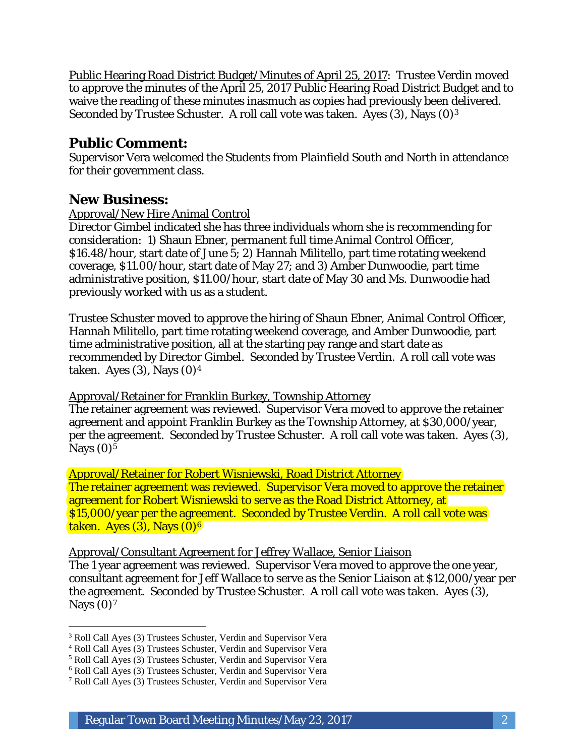Public Hearing Road District Budget/Minutes of April 25, 2017: Trustee Verdin moved to approve the minutes of the April 25, 2017 Public Hearing Road District Budget and to waive the reading of these minutes inasmuch as copies had previously been delivered. Seconded by Trustee Schuster. A roll call vote was taken. Ayes (3), Nays (0)[3]

## Public Comment:

Supervisor Vera welcomed the Students from Plainfield South and North in attendance for their government class.

## New Business:

Approval/New Hire Animal Control

Director Gimbel indicated she has three individuals whom she is recommending for consideration: 1) Shaun Ebner, permanent full time Animal Control Officer, $16.48/hour, start date of June 5; 2) Hannah Militello, part time rotating weekend coverage, $11.00/hour, start date of May 27; and 3) Amber Dunwoodie, part time administrative position, $11.00/hour, start date of May 30 and Ms. Dunwoodie had previously worked with us as a student.

Trustee Schuster moved to approve the hiring of Shaun Ebner, Animal Control Officer, Hannah Militello, part time rotating weekend coverage, and Amber Dunwoodie, part time administrative position, all at the starting pay range and start date as recommended by Director Gimbel. Seconded by Trustee Verdin. A roll call vote was taken. Ayes (3), Nays (0)[4]

Approval/Retainer for Franklin Burkey, Township Attorney

The retainer agreement was reviewed. Supervisor Vera moved to approve the retainer agreement and appoint Franklin Burkey as the Township Attorney, at $30,000/year, per the agreement. Seconded by Trustee Schuster. A roll call vote was taken. Ayes (3), Nays (0)[5]

Approval/Retainer for Robert Wisniewski, Road District Attorney

The retainer agreement was reviewed. Supervisor Vera moved to approve the retainer agreement for Robert Wisniewski to serve as the Road District Attorney, at $15,000/year per the agreement. Seconded by Trustee Verdin. A roll call vote was taken. Ayes (3), Nays (0)[6]

Approval/Consultant Agreement for Jeffrey Wallace, Senior Liaison

The 1 year agreement was reviewed. Supervisor Vera moved to approve the one year, consultant agreement for Jeff Wallace to serve as the Senior Liaison at $12,000/year per the agreement. Seconded by Trustee Schuster. A roll call vote was taken. Ayes (3), Nays (0)[7]

---

[3] Roll Call Ayes (3) Trustees Schuster, Verdin and Supervisor Vera
[4] Roll Call Ayes (3) Trustees Schuster, Verdin and Supervisor Vera
[5] Roll Call Ayes (3) Trustees Schuster, Verdin and Supervisor Vera
[6] Roll Call Ayes (3) Trustees Schuster, Verdin and Supervisor Vera
[7] Roll Call Ayes (3) Trustees Schuster, Verdin and Supervisor Vera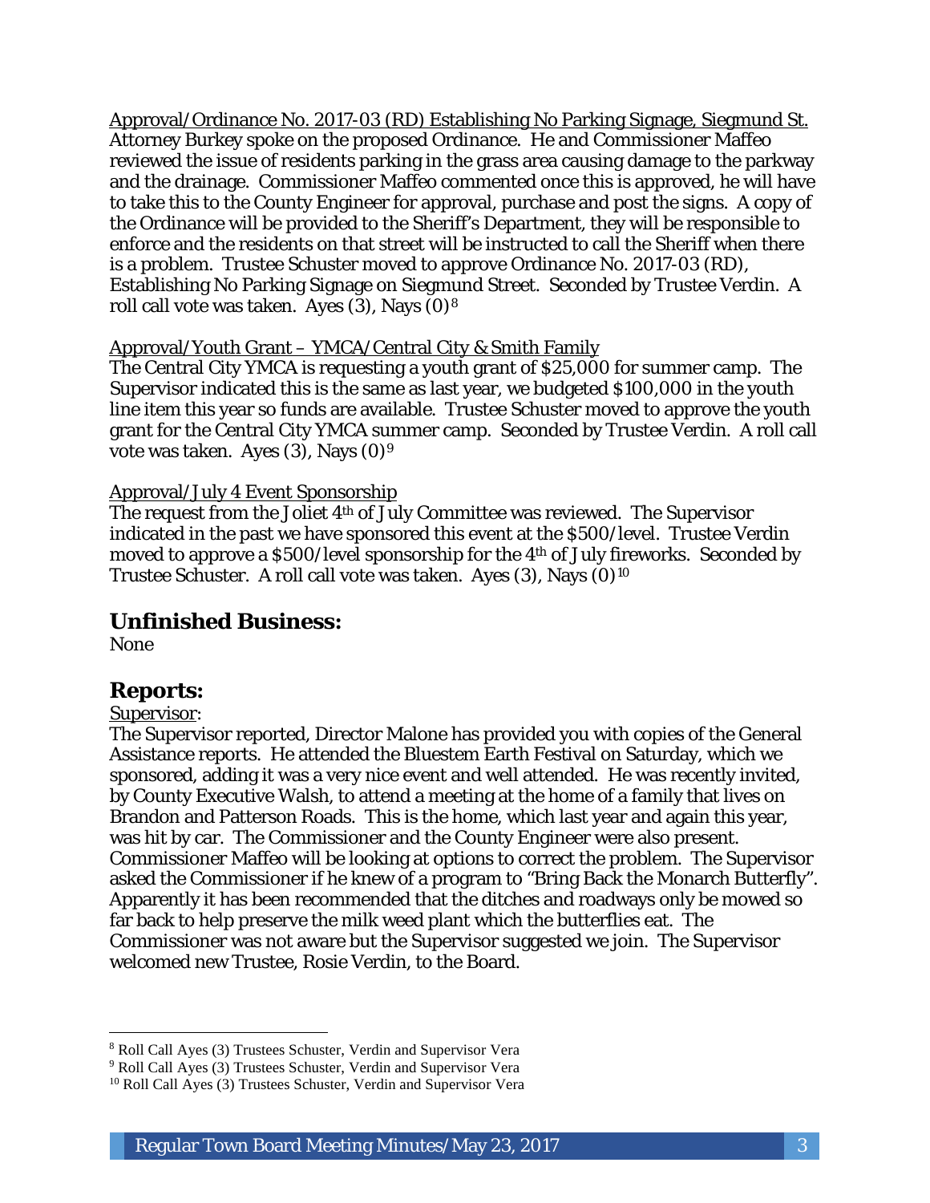Approval/Ordinance No. 2017-03 (RD) Establishing No Parking Signage, Siegmund St.
Attorney Burkey spoke on the proposed Ordinance. He and Commissioner Maffeo reviewed the issue of residents parking in the grass area causing damage to the parkway and the drainage. Commissioner Maffeo commented once this is approved, he will have to take this to the County Engineer for approval, purchase and post the signs. A copy of the Ordinance will be provided to the Sheriff's Department, they will be responsible to enforce and the residents on that street will be instructed to call the Sheriff when there is a problem. Trustee Schuster moved to approve Ordinance No. 2017-03 (RD), Establishing No Parking Signage on Siegmund Street. Seconded by Trustee Verdin. A roll call vote was taken. Ayes (3), Nays (0)[8]

Approval/Youth Grant – YMCA/Central City & Smith Family
The Central City YMCA is requesting a youth grant of $25,000 for summer camp. The Supervisor indicated this is the same as last year, we budgeted $100,000 in the youth line item this year so funds are available. Trustee Schuster moved to approve the youth grant for the Central City YMCA summer camp. Seconded by Trustee Verdin. A roll call vote was taken. Ayes (3), Nays (0)[9]

Approval/July 4 Event Sponsorship
The request from the Joliet 4th of July Committee was reviewed. The Supervisor indicated in the past we have sponsored this event at the $500/level. Trustee Verdin moved to approve a $500/level sponsorship for the 4th of July fireworks. Seconded by Trustee Schuster. A roll call vote was taken. Ayes (3), Nays (0)[10]

## Unfinished Business:

None

## Reports:

Supervisor:
The Supervisor reported, Director Malone has provided you with copies of the General Assistance reports. He attended the Bluestem Earth Festival on Saturday, which we sponsored, adding it was a very nice event and well attended. He was recently invited, by County Executive Walsh, to attend a meeting at the home of a family that lives on Brandon and Patterson Roads. This is the home, which last year and again this year, was hit by car. The Commissioner and the County Engineer were also present. Commissioner Maffeo will be looking at options to correct the problem. The Supervisor asked the Commissioner if he knew of a program to "Bring Back the Monarch Butterfly". Apparently it has been recommended that the ditches and roadways only be mowed so far back to help preserve the milk weed plant which the butterflies eat. The Commissioner was not aware but the Supervisor suggested we join. The Supervisor welcomed new Trustee, Rosie Verdin, to the Board.

---

[8] Roll Call Ayes (3) Trustees Schuster, Verdin and Supervisor Vera
[9] Roll Call Ayes (3) Trustees Schuster, Verdin and Supervisor Vera
[10] Roll Call Ayes (3) Trustees Schuster, Verdin and Supervisor Vera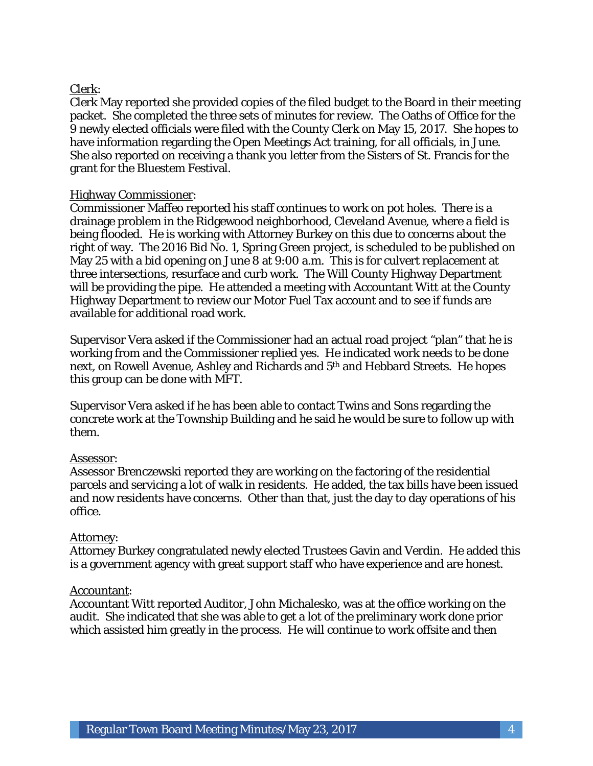Clerk:

Clerk May reported she provided copies of the filed budget to the Board in their meeting packet. She completed the three sets of minutes for review. The Oaths of Office for the 9 newly elected officials were filed with the County Clerk on May 15, 2017. She hopes to have information regarding the Open Meetings Act training, for all officials, in June. She also reported on receiving a thank you letter from the Sisters of St. Francis for the grant for the Bluestem Festival.

Highway Commissioner:

Commissioner Maffeo reported his staff continues to work on pot holes. There is a drainage problem in the Ridgewood neighborhood, Cleveland Avenue, where a field is being flooded. He is working with Attorney Burkey on this due to concerns about the right of way. The 2016 Bid No. 1, Spring Green project, is scheduled to be published on May 25 with a bid opening on June 8 at 9:00 a.m. This is for culvert replacement at three intersections, resurface and curb work. The Will County Highway Department will be providing the pipe. He attended a meeting with Accountant Witt at the County Highway Department to review our Motor Fuel Tax account and to see if funds are available for additional road work.

Supervisor Vera asked if the Commissioner had an actual road project "plan" that he is working from and the Commissioner replied yes. He indicated work needs to be done next, on Rowell Avenue, Ashley and Richards and 5th and Hebbard Streets. He hopes this group can be done with MFT.

Supervisor Vera asked if he has been able to contact Twins and Sons regarding the concrete work at the Township Building and he said he would be sure to follow up with them.

Assessor:

Assessor Brenczewski reported they are working on the factoring of the residential parcels and servicing a lot of walk in residents. He added, the tax bills have been issued and now residents have concerns. Other than that, just the day to day operations of his office.

Attorney:

Attorney Burkey congratulated newly elected Trustees Gavin and Verdin. He added this is a government agency with great support staff who have experience and are honest.

Accountant:

Accountant Witt reported Auditor, John Michalesko, was at the office working on the audit. She indicated that she was able to get a lot of the preliminary work done prior which assisted him greatly in the process. He will continue to work offsite and then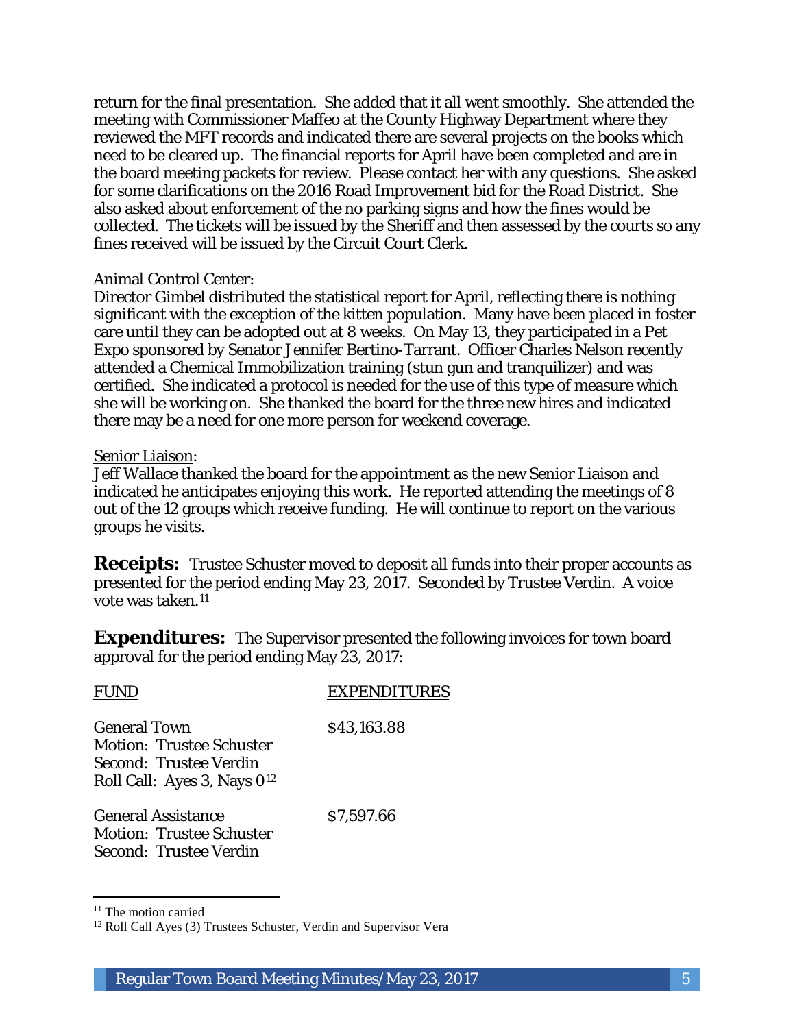return for the final presentation. She added that it all went smoothly. She attended the meeting with Commissioner Maffeo at the County Highway Department where they reviewed the MFT records and indicated there are several projects on the books which need to be cleared up. The financial reports for April have been completed and are in the board meeting packets for review. Please contact her with any questions. She asked for some clarifications on the 2016 Road Improvement bid for the Road District. She also asked about enforcement of the no parking signs and how the fines would be collected. The tickets will be issued by the Sheriff and then assessed by the courts so any fines received will be issued by the Circuit Court Clerk.

Animal Control Center:
Director Gimbel distributed the statistical report for April, reflecting there is nothing significant with the exception of the kitten population. Many have been placed in foster care until they can be adopted out at 8 weeks. On May 13, they participated in a Pet Expo sponsored by Senator Jennifer Bertino-Tarrant. Officer Charles Nelson recently attended a Chemical Immobilization training (stun gun and tranquilizer) and was certified. She indicated a protocol is needed for the use of this type of measure which she will be working on. She thanked the board for the three new hires and indicated there may be a need for one more person for weekend coverage.

Senior Liaison:
Jeff Wallace thanked the board for the appointment as the new Senior Liaison and indicated he anticipates enjoying this work. He reported attending the meetings of 8 out of the 12 groups which receive funding. He will continue to report on the various groups he visits.

**Receipts:** Trustee Schuster moved to deposit all funds into their proper accounts as presented for the period ending May 23, 2017. Seconded by Trustee Verdin. A voice vote was taken.[11]

**Expenditures:** The Supervisor presented the following invoices for town board approval for the period ending May 23, 2017:

| FUND | EXPENDITURES |
|---|---|
| General Town<br>Motion: Trustee Schuster<br>Second: Trustee Verdin<br>Roll Call: Ayes 3, Nays 0[12] | $43,163.88 |
| General Assistance<br>Motion: Trustee Schuster<br>Second: Trustee Verdin | $7,597.66 |

[11] The motion carried

[12] Roll Call Ayes (3) Trustees Schuster, Verdin and Supervisor Vera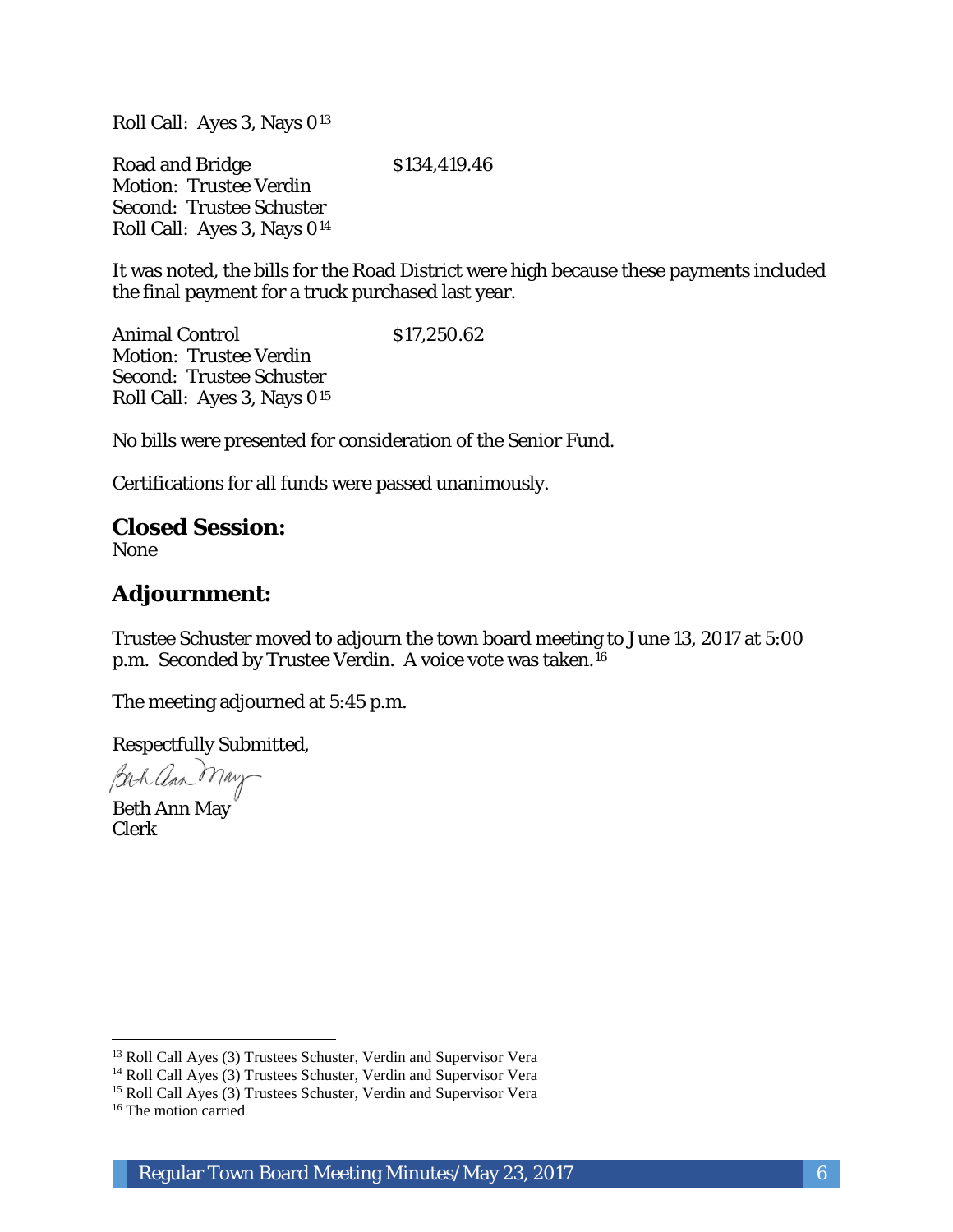Roll Call: Ayes 3, Nays 0[13]

Road and Bridge $134,419.46
Motion: Trustee Verdin
Second: Trustee Schuster
Roll Call: Ayes 3, Nays 0[14]

It was noted, the bills for the Road District were high because these payments included the final payment for a truck purchased last year.

Animal Control $17,250.62
Motion: Trustee Verdin
Second: Trustee Schuster
Roll Call: Ayes 3, Nays 0[15]

No bills were presented for consideration of the Senior Fund.

Certifications for all funds were passed unanimously.

## Closed Session:

None

## Adjournment:

Trustee Schuster moved to adjourn the town board meeting to June 13, 2017 at 5:00 p.m. Seconded by Trustee Verdin. A voice vote was taken.[16]

The meeting adjourned at 5:45 p.m.

Respectfully Submitted,

Beth Ann May
Clerk

---

[13] Roll Call Ayes (3) Trustees Schuster, Verdin and Supervisor Vera
[14] Roll Call Ayes (3) Trustees Schuster, Verdin and Supervisor Vera
[15] Roll Call Ayes (3) Trustees Schuster, Verdin and Supervisor Vera
[16] The motion carried